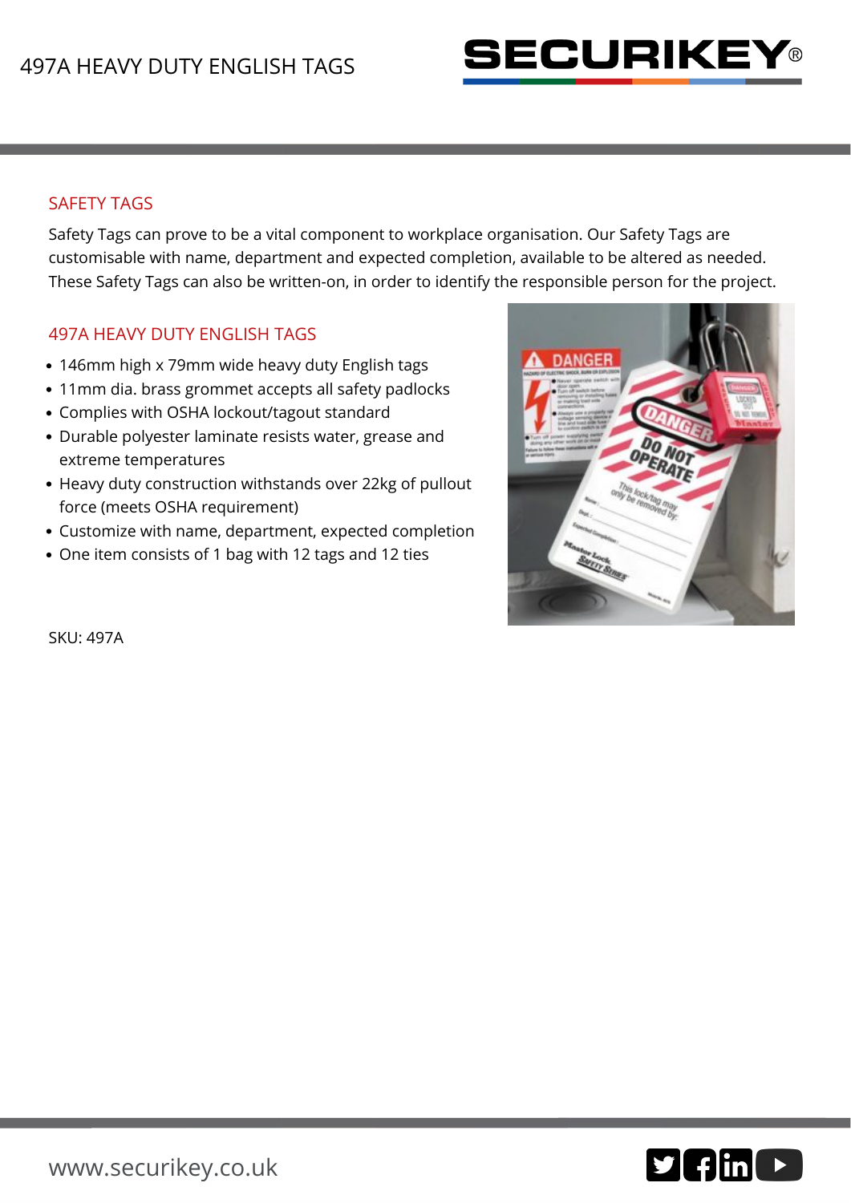# 497A HEAVY DUTY ENGLISH TAGS

## SAFETY TAGS

Safety Tags can prove to be a vital component to workplace organisation. Our Safety Tags are customisable with name, department and expected completion, available to be altered as needed. These Safety Tags can also be written-on, in order to identify the responsible person for the project.

## 497A HEAVY DUTY ENGLISH TAGS

- 146mm high x 79mm wide heavy duty English tags
- 11mm dia. brass grommet accepts all safety padlocks
- Complies with OSHA lockout/tagout standard
- Durable polyester laminate resists water, grease and extreme temperatures
- Heavy duty construction withstands over 22kg of pullout force (meets OSHA requirement)
- Customize with name, department, expected completion
- One item consists of 1 bag with 12 tags and 12 ties

SKU: 497A

www.securikey.co.uk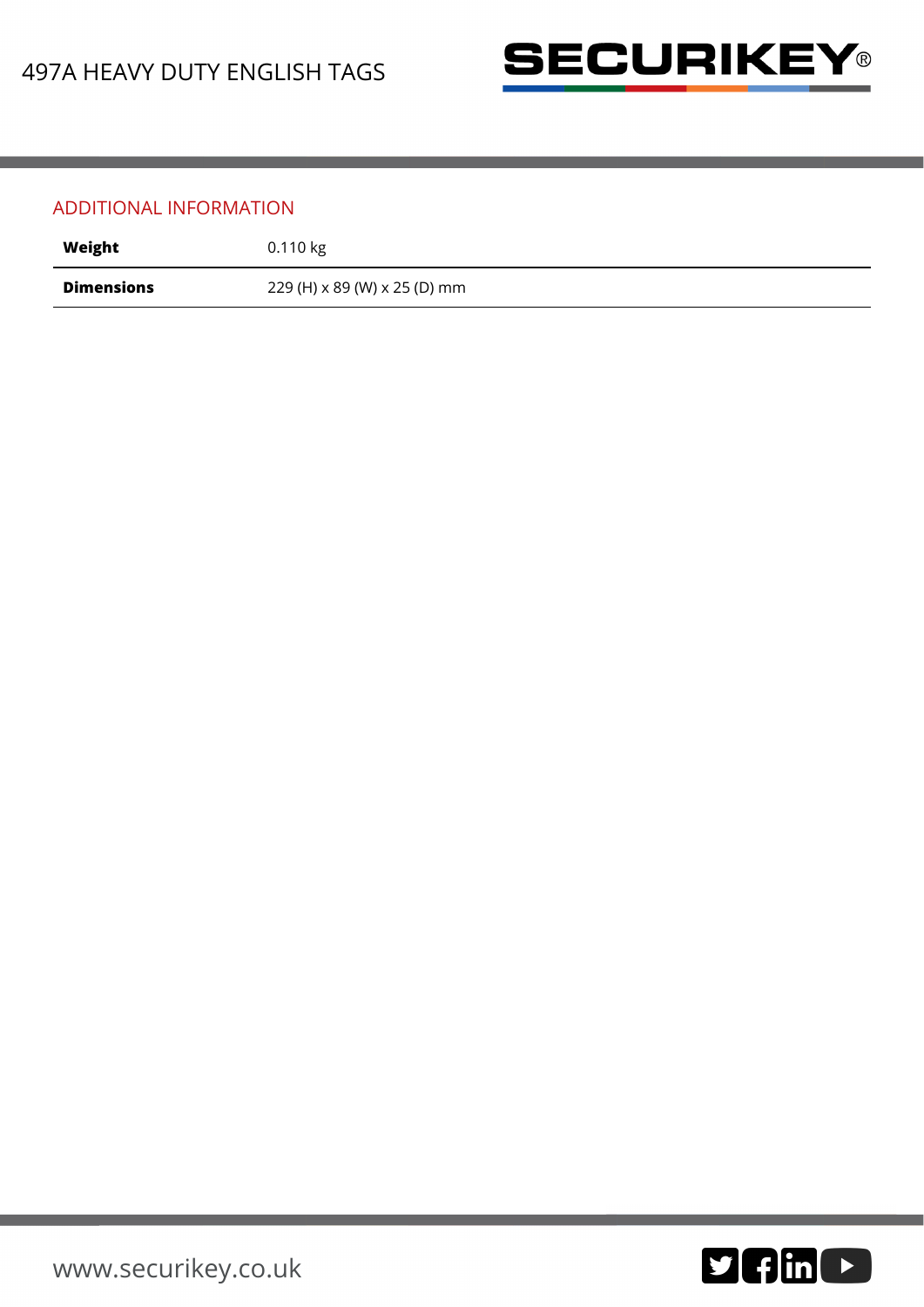## ADDITIONAL INFORMATION

| | |
|---|---|
| **Weight** | 0.110 kg |
| **Dimensions** | 229 (H) x 89 (W) x 25 (D) mm |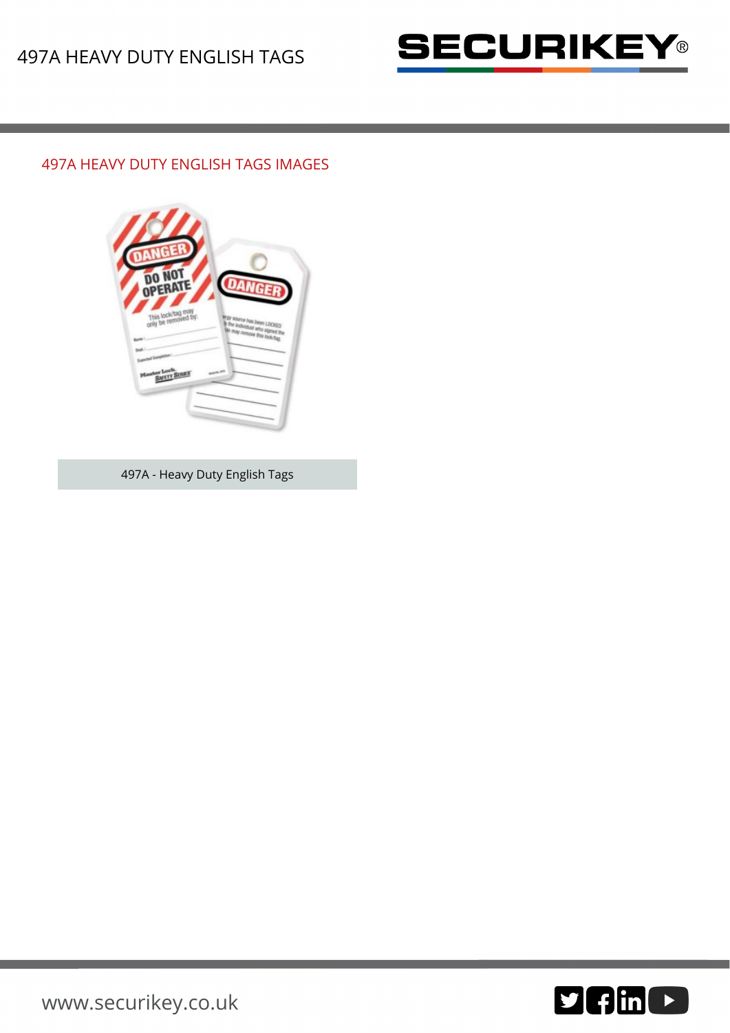## 497A HEAVY DUTY ENGLISH TAGS IMAGES

497A - Heavy Duty English Tags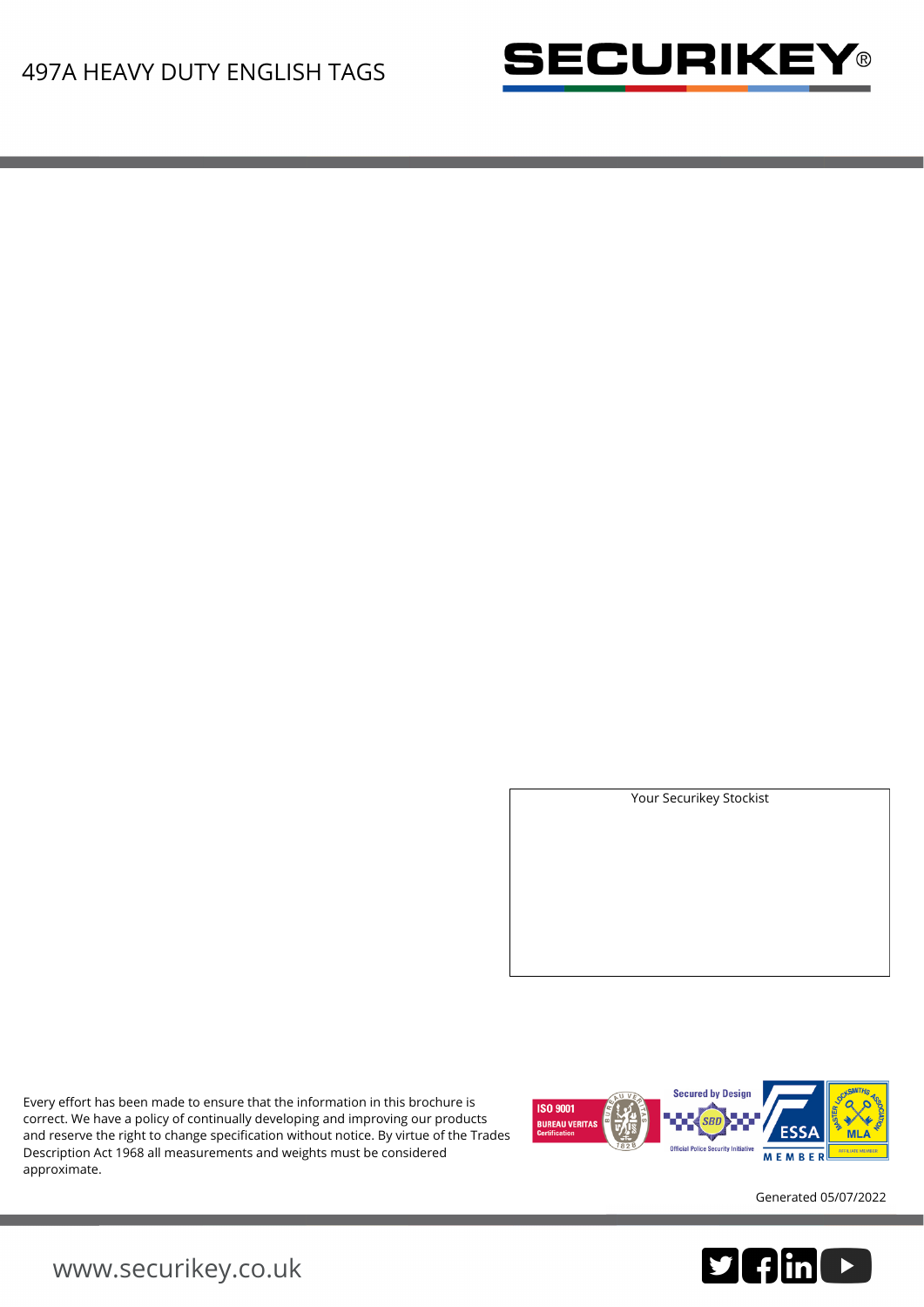Your Securikey Stockist

Every effort has been made to ensure that the information in this brochure is correct. We have a policy of continually developing and improving our products and reserve the right to change specification without notice. By virtue of the Trades Description Act 1968 all measurements and weights must be considered approximate.

Generated 05/07/2022

www.securikey.co.uk